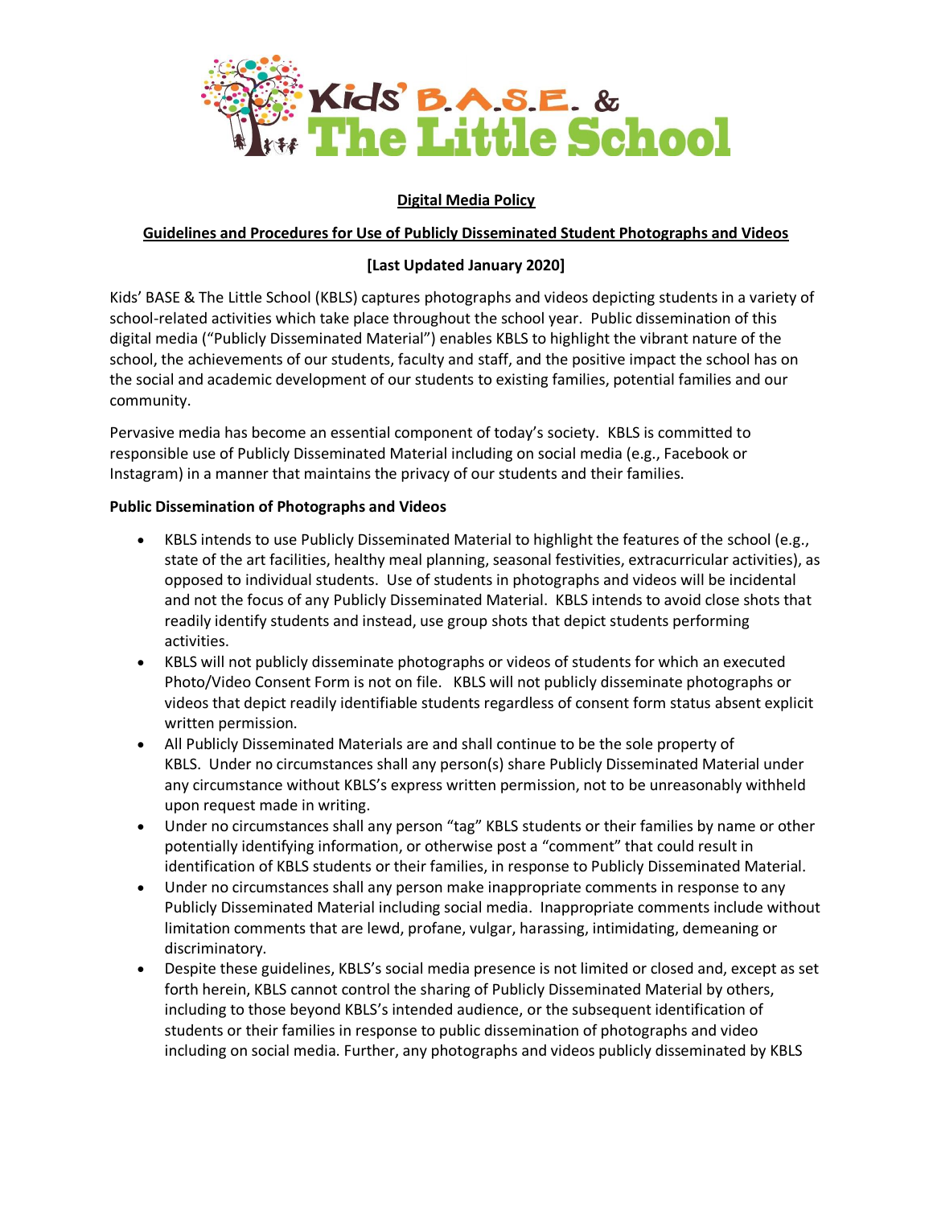Kids' B.A.S.E. & The Little School

## Digital Media Policy

### Guidelines and Procedures for Use of Publicly Disseminated Student Photographs and Videos

**[Last Updated January 2020]**

Kids' BASE & The Little School (KBLS) captures photographs and videos depicting students in a variety of school-related activities which take place throughout the school year. Public dissemination of this digital media ("Publicly Disseminated Material") enables KBLS to highlight the vibrant nature of the school, the achievements of our students, faculty and staff, and the positive impact the school has on the social and academic development of our students to existing families, potential families and our community.

Pervasive media has become an essential component of today's society. KBLS is committed to responsible use of Publicly Disseminated Material including on social media (e.g., Facebook or Instagram) in a manner that maintains the privacy of our students and their families.

**Public Dissemination of Photographs and Videos**

- KBLS intends to use Publicly Disseminated Material to highlight the features of the school (e.g., state of the art facilities, healthy meal planning, seasonal festivities, extracurricular activities), as opposed to individual students. Use of students in photographs and videos will be incidental and not the focus of any Publicly Disseminated Material. KBLS intends to avoid close shots that readily identify students and instead, use group shots that depict students performing activities.
- KBLS will not publicly disseminate photographs or videos of students for which an executed Photo/Video Consent Form is not on file. KBLS will not publicly disseminate photographs or videos that depict readily identifiable students regardless of consent form status absent explicit written permission.
- All Publicly Disseminated Materials are and shall continue to be the sole property of KBLS. Under no circumstances shall any person(s) share Publicly Disseminated Material under any circumstance without KBLS's express written permission, not to be unreasonably withheld upon request made in writing.
- Under no circumstances shall any person "tag" KBLS students or their families by name or other potentially identifying information, or otherwise post a "comment" that could result in identification of KBLS students or their families, in response to Publicly Disseminated Material.
- Under no circumstances shall any person make inappropriate comments in response to any Publicly Disseminated Material including social media. Inappropriate comments include without limitation comments that are lewd, profane, vulgar, harassing, intimidating, demeaning or discriminatory.
- Despite these guidelines, KBLS's social media presence is not limited or closed and, except as set forth herein, KBLS cannot control the sharing of Publicly Disseminated Material by others, including to those beyond KBLS's intended audience, or the subsequent identification of students or their families in response to public dissemination of photographs and video including on social media. Further, any photographs and videos publicly disseminated by KBLS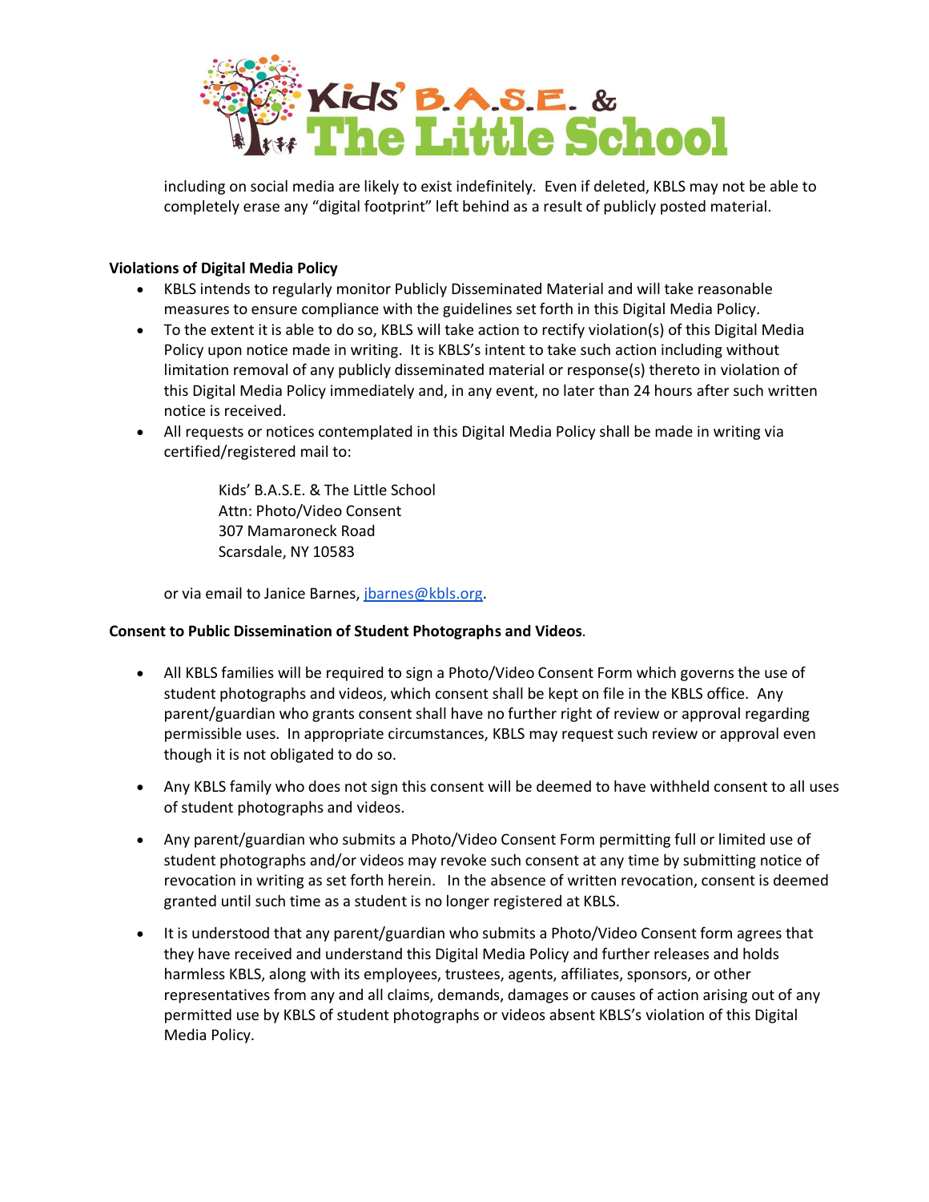including on social media are likely to exist indefinitely. Even if deleted, KBLS may not be able to completely erase any "digital footprint" left behind as a result of publicly posted material.

**Violations of Digital Media Policy**

- KBLS intends to regularly monitor Publicly Disseminated Material and will take reasonable measures to ensure compliance with the guidelines set forth in this Digital Media Policy.
- To the extent it is able to do so, KBLS will take action to rectify violation(s) of this Digital Media Policy upon notice made in writing. It is KBLS's intent to take such action including without limitation removal of any publicly disseminated material or response(s) thereto in violation of this Digital Media Policy immediately and, in any event, no later than 24 hours after such written notice is received.
- All requests or notices contemplated in this Digital Media Policy shall be made in writing via certified/registered mail to:

  Kids' B.A.S.E. & The Little School
  Attn: Photo/Video Consent
  307 Mamaroneck Road
  Scarsdale, NY 10583

  or via email to Janice Barnes, jbarnes@kbls.org.

**Consent to Public Dissemination of Student Photographs and Videos**.

- All KBLS families will be required to sign a Photo/Video Consent Form which governs the use of student photographs and videos, which consent shall be kept on file in the KBLS office. Any parent/guardian who grants consent shall have no further right of review or approval regarding permissible uses. In appropriate circumstances, KBLS may request such review or approval even though it is not obligated to do so.
- Any KBLS family who does not sign this consent will be deemed to have withheld consent to all uses of student photographs and videos.
- Any parent/guardian who submits a Photo/Video Consent Form permitting full or limited use of student photographs and/or videos may revoke such consent at any time by submitting notice of revocation in writing as set forth herein. In the absence of written revocation, consent is deemed granted until such time as a student is no longer registered at KBLS.
- It is understood that any parent/guardian who submits a Photo/Video Consent form agrees that they have received and understand this Digital Media Policy and further releases and holds harmless KBLS, along with its employees, trustees, agents, affiliates, sponsors, or other representatives from any and all claims, demands, damages or causes of action arising out of any permitted use by KBLS of student photographs or videos absent KBLS's violation of this Digital Media Policy.